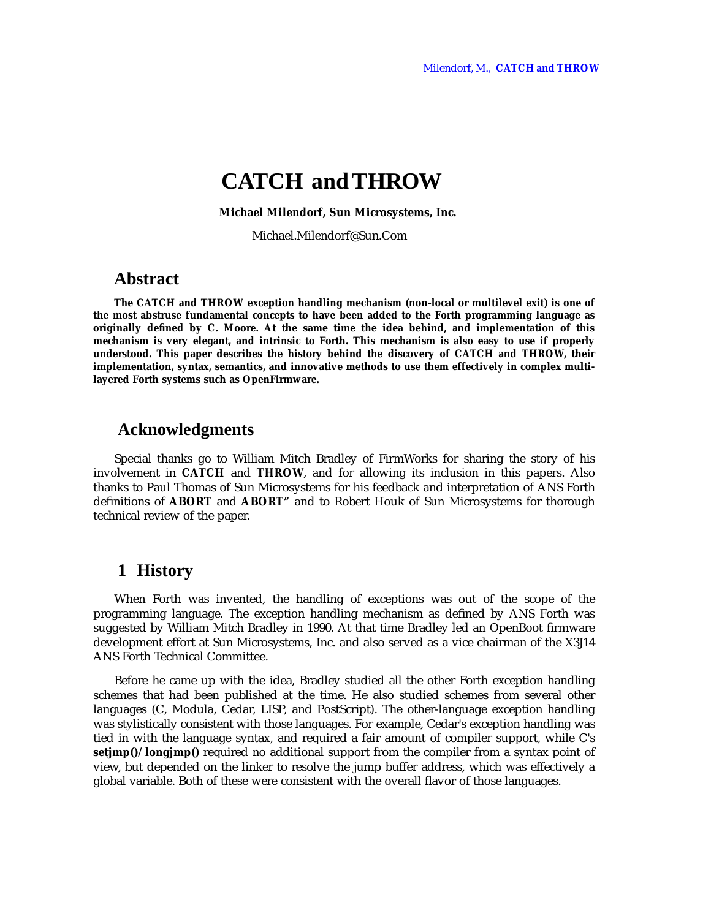# CATCH and THROW

**Michael Milendorf, Sun Microsystems, Inc.**

Michael.Milendorf@Sun.Com

## Abstract

**The CATCH and THROW exception handling mechanism (non-local or multilevel exit) is one of the most abstruse fundamental concepts to have been added to the Forth programming language as originally defined by C. Moore. At the same time the idea behind, and implementation of this mechanism is very elegant, and intrinsic to Forth. This mechanism is also easy to use if properly understood. This paper describes the history behind the discovery of CATCH and THROW, their implementation, syntax, semantics, and innovative methods to use them effectively in complex multi-layered Forth systems such as OpenFirmware.**

## Acknowledgments

Special thanks go to William Mitch Bradley of FirmWorks for sharing the story of his involvement in **CATCH** and **THROW**, and for allowing its inclusion in this papers. Also thanks to Paul Thomas of Sun Microsystems for his feedback and interpretation of ANS Forth definitions of **ABORT** and **ABORT"** and to Robert Houk of Sun Microsystems for thorough technical review of the paper.

## 1 History

When Forth was invented, the handling of exceptions was out of the scope of the programming language. The exception handling mechanism as defined by ANS Forth was suggested by William Mitch Bradley in 1990. At that time Bradley led an OpenBoot firmware development effort at Sun Microsystems, Inc. and also served as a vice chairman of the X3J14 ANS Forth Technical Committee.

Before he came up with the idea, Bradley studied all the other Forth exception handling schemes that had been published at the time. He also studied schemes from several other languages (C, Modula, Cedar, LISP, and PostScript). The other-language exception handling was stylistically consistent with those languages. For example, Cedar's exception handling was tied in with the language syntax, and required a fair amount of compiler support, while C's **setjmp()/longjmp()** required no additional support from the compiler from a syntax point of view, but depended on the linker to resolve the jump buffer address, which was effectively a global variable. Both of these were consistent with the overall flavor of those languages.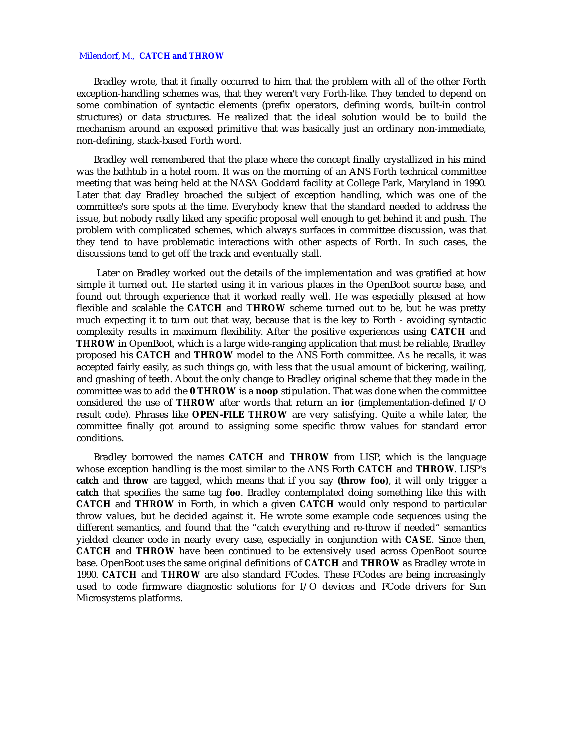Bradley wrote, that it finally occurred to him that the problem with all of the other Forth exception-handling schemes was, that they weren't very Forth-like. They tended to depend on some combination of syntactic elements (prefix operators, defining words, built-in control structures) or data structures. He realized that the ideal solution would be to build the mechanism around an exposed primitive that was basically just an ordinary non-immediate, non-defining, stack-based Forth word.

Bradley well remembered that the place where the concept finally crystallized in his mind was the bathtub in a hotel room. It was on the morning of an ANS Forth technical committee meeting that was being held at the NASA Goddard facility at College Park, Maryland in 1990. Later that day Bradley broached the subject of exception handling, which was one of the committee's sore spots at the time. Everybody knew that the standard needed to address the issue, but nobody really liked any specific proposal well enough to get behind it and push. The problem with complicated schemes, which always surfaces in committee discussion, was that they tend to have problematic interactions with other aspects of Forth. In such cases, the discussions tend to get off the track and eventually stall.

Later on Bradley worked out the details of the implementation and was gratified at how simple it turned out. He started using it in various places in the OpenBoot source base, and found out through experience that it worked really well. He was especially pleased at how flexible and scalable the **CATCH** and **THROW** scheme turned out to be, but he was pretty much expecting it to turn out that way, because that is the key to Forth - avoiding syntactic complexity results in maximum flexibility. After the positive experiences using **CATCH** and **THROW** in OpenBoot, which is a large wide-ranging application that must be reliable, Bradley proposed his **CATCH** and **THROW** model to the ANS Forth committee. As he recalls, it was accepted fairly easily, as such things go, with less that the usual amount of bickering, wailing, and gnashing of teeth. About the only change to Bradley original scheme that they made in the committee was to add the **0 THROW** is a **noop** stipulation. That was done when the committee considered the use of **THROW** after words that return an **ior** (implementation-defined I/O result code). Phrases like **OPEN-FILE THROW** are very satisfying. Quite a while later, the committee finally got around to assigning some specific throw values for standard error conditions.

Bradley borrowed the names **CATCH** and **THROW** from LISP, which is the language whose exception handling is the most similar to the ANS Forth **CATCH** and **THROW**. LISP's **catch** and **throw** are tagged, which means that if you say **(throw foo)**, it will only trigger a **catch** that specifies the same tag **foo**. Bradley contemplated doing something like this with **CATCH** and **THROW** in Forth, in which a given **CATCH** would only respond to particular throw values, but he decided against it. He wrote some example code sequences using the different semantics, and found that the "catch everything and re-throw if needed" semantics yielded cleaner code in nearly every case, especially in conjunction with **CASE**. Since then, **CATCH** and **THROW** have been continued to be extensively used across OpenBoot source base. OpenBoot uses the same original definitions of **CATCH** and **THROW** as Bradley wrote in 1990. **CATCH** and **THROW** are also standard FCodes. These FCodes are being increasingly used to code firmware diagnostic solutions for I/O devices and FCode drivers for Sun Microsystems platforms.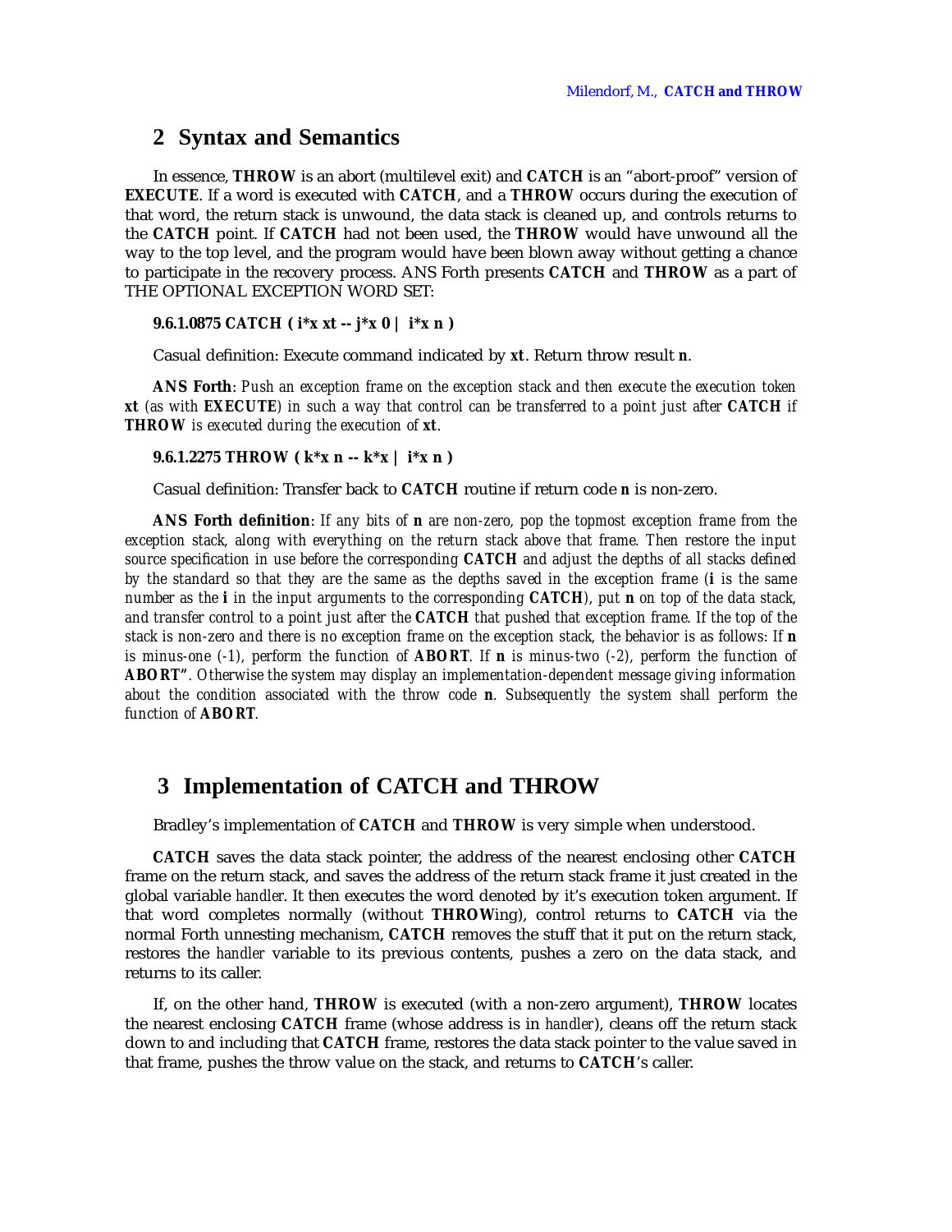## 2 Syntax and Semantics

In essence, **THROW** is an abort (multilevel exit) and **CATCH** is an "abort-proof" version of **EXECUTE**. If a word is executed with **CATCH**, and a **THROW** occurs during the execution of that word, the return stack is unwound, the data stack is cleaned up, and controls returns to the **CATCH** point. If **CATCH** had not been used, the **THROW** would have unwound all the way to the top level, and the program would have been blown away without getting a chance to participate in the recovery process. ANS Forth presents **CATCH** and **THROW** as a part of THE OPTIONAL EXCEPTION WORD SET:

**9.6.1.0875 CATCH ( i*x xt -- j*x 0 | i*x n )**

Casual definition: Execute command indicated by **xt**. Return throw result **n**.

**ANS Forth**: *Push an exception frame on the exception stack and then execute the execution token* **xt** *(as with* **EXECUTE***) in such a way that control can be transferred to a point just after* **CATCH** *if* **THROW** *is executed during the execution of* **xt**.

**9.6.1.2275 THROW ( k*x n -- k*x | i*x n )**

Casual definition: Transfer back to **CATCH** routine if return code **n** is non-zero.

**ANS Forth definition**: *If any bits of* **n** *are non-zero, pop the topmost exception frame from the exception stack, along with everything on the return stack above that frame. Then restore the input source specification in use before the corresponding* **CATCH** *and adjust the depths of all stacks defined by the standard so that they are the same as the depths saved in the exception frame (***i** *is the same number as the* **i** *in the input arguments to the corresponding* **CATCH***), put* **n** *on top of the data stack, and transfer control to a point just after the* **CATCH** *that pushed that exception frame. If the top of the stack is non-zero and there is no exception frame on the exception stack, the behavior is as follows: If* **n** *is minus-one (-1), perform the function of* **ABORT**. *If* **n** *is minus-two (-2), perform the function of* **ABORT"**. *Otherwise the system may display an implementation-dependent message giving information about the condition associated with the throw code* **n**. *Subsequently the system shall perform the function of* **ABORT**.

## 3 Implementation of CATCH and THROW

Bradley's implementation of **CATCH** and **THROW** is very simple when understood.

**CATCH** saves the data stack pointer, the address of the nearest enclosing other **CATCH** frame on the return stack, and saves the address of the return stack frame it just created in the global variable *handler*. It then executes the word denoted by it's execution token argument. If that word completes normally (without **THROW**ing), control returns to **CATCH** via the normal Forth unnesting mechanism, **CATCH** removes the stuff that it put on the return stack, restores the *handler* variable to its previous contents, pushes a zero on the data stack, and returns to its caller.

If, on the other hand, **THROW** is executed (with a non-zero argument), **THROW** locates the nearest enclosing **CATCH** frame (whose address is in *handler*), cleans off the return stack down to and including that **CATCH** frame, restores the data stack pointer to the value saved in that frame, pushes the throw value on the stack, and returns to **CATCH**'s caller.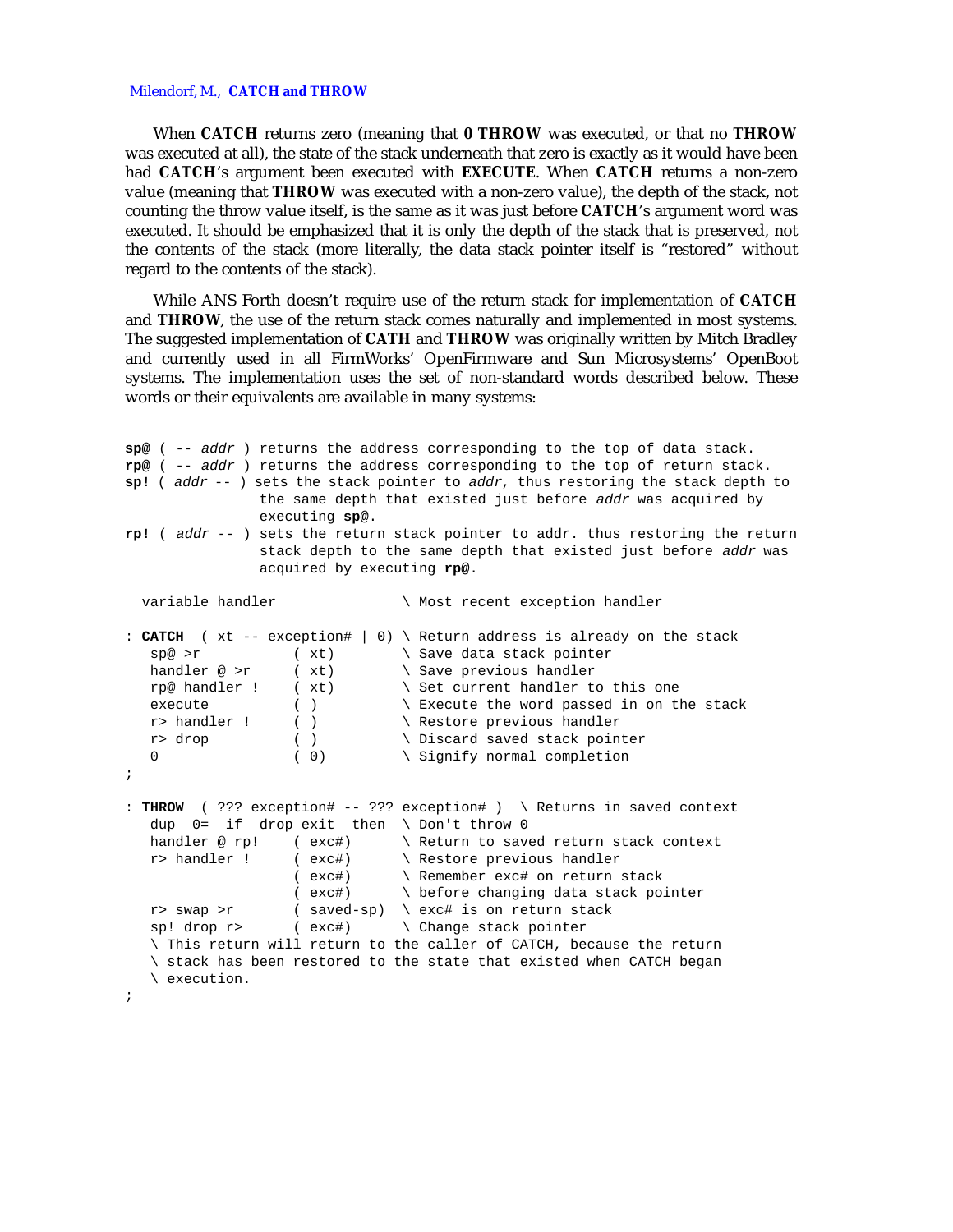When **CATCH** returns zero (meaning that **0 THROW** was executed, or that no **THROW** was executed at all), the state of the stack underneath that zero is exactly as it would have been had **CATCH**'s argument been executed with **EXECUTE**. When **CATCH** returns a non-zero value (meaning that **THROW** was executed with a non-zero value), the depth of the stack, not counting the throw value itself, is the same as it was just before **CATCH**'s argument word was executed. It should be emphasized that it is only the depth of the stack that is preserved, not the contents of the stack (more literally, the data stack pointer itself is "restored" without regard to the contents of the stack).

While ANS Forth doesn't require use of the return stack for implementation of **CATCH** and **THROW**, the use of the return stack comes naturally and implemented in most systems. The suggested implementation of **CATH** and **THROW** was originally written by Mitch Bradley and currently used in all FirmWorks' OpenFirmware and Sun Microsystems' OpenBoot systems. The implementation uses the set of non-standard words described below. These words or their equivalents are available in many systems:

**sp@** ( -- *addr* ) returns the address corresponding to the top of data stack.
**rp@** ( -- *addr* ) returns the address corresponding to the top of return stack.
**sp!** ( *addr* -- ) sets the stack pointer to *addr*, thus restoring the stack depth to the same depth that existed just before *addr* was acquired by executing **sp@**.
**rp!** ( *addr* -- ) sets the return stack pointer to addr. thus restoring the return stack depth to the same depth that existed just before *addr* was acquired by executing **rp@**.

```
  variable handler              \ Most recent exception handler

: CATCH  ( xt -- exception# | 0) \ Return address is already on the stack
   sp@ >r           ( xt)        \ Save data stack pointer
   handler @ >r     ( xt)        \ Save previous handler
   rp@ handler !    ( xt)        \ Set current handler to this one
   execute          ( )          \ Execute the word passed in on the stack
   r> handler !     ( )          \ Restore previous handler
   r> drop          ( )          \ Discard saved stack pointer
   0                ( 0)         \ Signify normal completion
;

: THROW  ( ??? exception# -- ??? exception# )  \ Returns in saved context
   dup  0=  if  drop exit  then  \ Don't throw 0
   handler @ rp!    ( exc#)      \ Return to saved return stack context
   r> handler !     ( exc#)      \ Restore previous handler
                    ( exc#)      \ Remember exc# on return stack
                    ( exc#)      \ before changing data stack pointer
   r> swap >r       ( saved-sp)  \ exc# is on return stack
   sp! drop r>      ( exc#)      \ Change stack pointer
   \ This return will return to the caller of CATCH, because the return
   \ stack has been restored to the state that existed when CATCH began
   \ execution.
;
```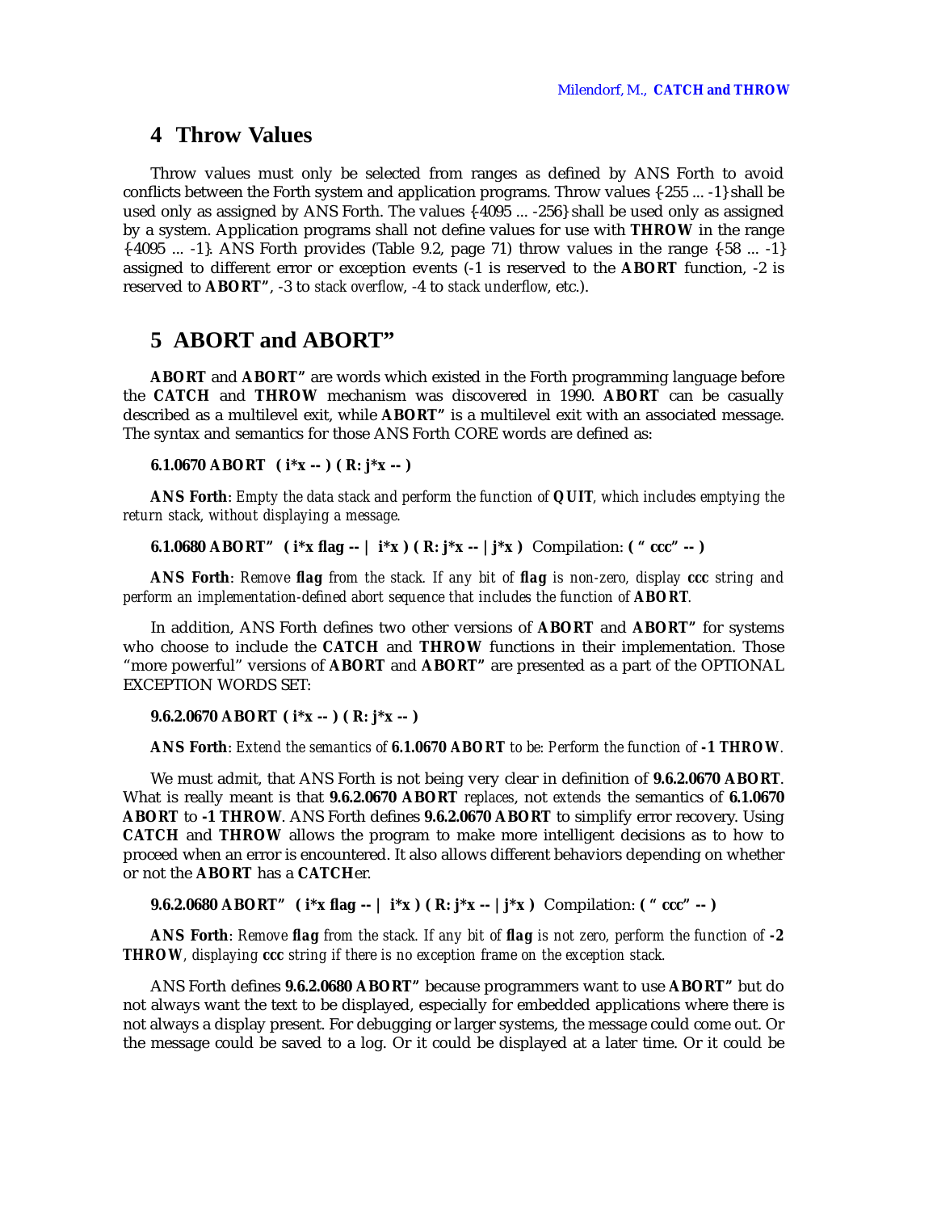## 4 Throw Values

Throw values must only be selected from ranges as defined by ANS Forth to avoid conflicts between the Forth system and application programs. Throw values {-255 ... -1} shall be used only as assigned by ANS Forth. The values {-4095 ... -256} shall be used only as assigned by a system. Application programs shall not define values for use with **THROW** in the range {-4095 ... -1}. ANS Forth provides (Table 9.2, page 71) throw values in the range {-58 ... -1} assigned to different error or exception events (-1 is reserved to the **ABORT** function, -2 is reserved to **ABORT"**, -3 to *stack overflow*, -4 to *stack underflow*, etc.).

## 5 ABORT and ABORT"

**ABORT** and **ABORT"** are words which existed in the Forth programming language before the **CATCH** and **THROW** mechanism was discovered in 1990. **ABORT** can be casually described as a multilevel exit, while **ABORT"** is a multilevel exit with an associated message. The syntax and semantics for those ANS Forth CORE words are defined as:

**6.1.0670 ABORT ( i*x -- ) ( R: j*x -- )**

**ANS Forth**: *Empty the data stack and perform the function of* ***QUIT****, which includes emptying the return stack, without displaying a message.*

**6.1.0680 ABORT" ( i*x flag -- | i*x ) ( R: j*x -- | j*x )** Compilation: **( " ccc" -- )**

**ANS Forth**: *Remove* ***flag*** *from the stack. If any bit of* ***flag*** *is non-zero, display* ***ccc*** *string and perform an implementation-defined abort sequence that includes the function of* ***ABORT****.*

In addition, ANS Forth defines two other versions of **ABORT** and **ABORT"** for systems who choose to include the **CATCH** and **THROW** functions in their implementation. Those "more powerful" versions of **ABORT** and **ABORT"** are presented as a part of the OPTIONAL EXCEPTION WORDS SET:

**9.6.2.0670 ABORT ( i*x -- ) ( R: j*x -- )**

**ANS Forth**: *Extend the semantics of* ***6.1.0670 ABORT*** *to be: Perform the function of* ***-1 THROW****.*

We must admit, that ANS Forth is not being very clear in definition of **9.6.2.0670 ABORT**. What is really meant is that **9.6.2.0670 ABORT** *replaces*, not *extends* the semantics of **6.1.0670 ABORT** to **-1 THROW**. ANS Forth defines **9.6.2.0670 ABORT** to simplify error recovery. Using **CATCH** and **THROW** allows the program to make more intelligent decisions as to how to proceed when an error is encountered. It also allows different behaviors depending on whether or not the **ABORT** has a **CATCH**er.

**9.6.2.0680 ABORT" ( i*x flag -- | i*x ) ( R: j*x -- | j*x )** Compilation: **( " ccc" -- )**

**ANS Forth**: *Remove* ***flag*** *from the stack. If any bit of* ***flag*** *is not zero, perform the function of* ***-2 THROW****, displaying* ***ccc*** *string if there is no exception frame on the exception stack.*

ANS Forth defines **9.6.2.0680 ABORT"** because programmers want to use **ABORT"** but do not always want the text to be displayed, especially for embedded applications where there is not always a display present. For debugging or larger systems, the message could come out. Or the message could be saved to a log. Or it could be displayed at a later time. Or it could be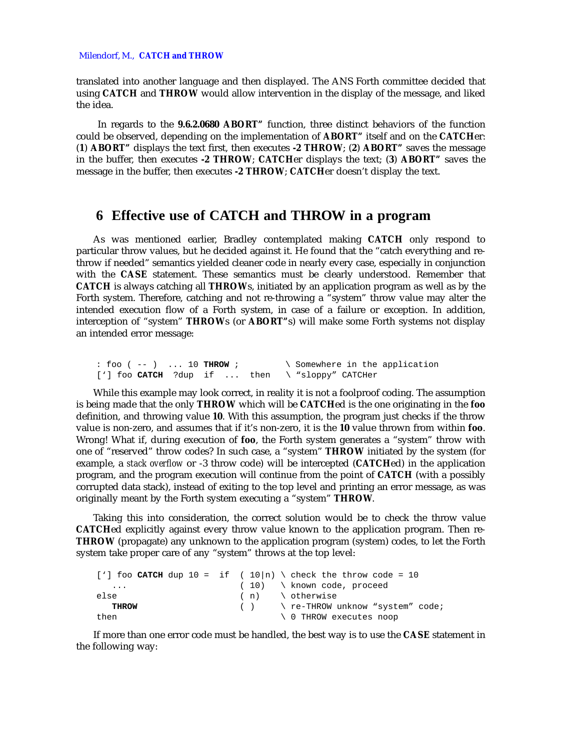translated into another language and then displayed. The ANS Forth committee decided that using **CATCH** and **THROW** would allow intervention in the display of the message, and liked the idea.

In regards to the **9.6.2.0680 ABORT"** function, three distinct behaviors of the function could be observed, depending on the implementation of **ABORT"** itself and on the **CATCH**er: (**1**) **ABORT"** displays the text first, then executes **-2 THROW**; (**2**) **ABORT"** saves the message in the buffer, then executes **-2 THROW**; **CATCH**er displays the text; (**3**) **ABORT"** saves the message in the buffer, then executes **-2 THROW**; **CATCH**er doesn't display the text.

## 6 Effective use of CATCH and THROW in a program

As was mentioned earlier, Bradley contemplated making **CATCH** only respond to particular throw values, but he decided against it. He found that the "catch everything and re-throw if needed" semantics yielded cleaner code in nearly every case, especially in conjunction with the **CASE** statement. These semantics must be clearly understood. Remember that **CATCH** is always catching all **THROW**s, initiated by an application program as well as by the Forth system. Therefore, catching and not re-throwing a "system" throw value may alter the intended execution flow of a Forth system, in case of a failure or exception. In addition, interception of "system" **THROW**s (or **ABORT"**s) will make some Forth systems not display an intended error message:

```
: foo ( -- )  ... 10 THROW ;         \ Somewhere in the application
[‘] foo CATCH  ?dup  if  ...  then   \ “sloppy” CATCHer
```

While this example may look correct, in reality it is not a foolproof coding. The assumption is being made that the only **THROW** which will be **CATCH**ed is the one originating in the **foo** definition, and throwing value **10**. With this assumption, the program just checks if the throw value is non-zero, and assumes that if it's non-zero, it is the **10** value thrown from within **foo**. Wrong! What if, during execution of **foo**, the Forth system generates a "system" throw with one of "reserved" throw codes? In such case, a "system" **THROW** initiated by the system (for example, a *stack overflow* or -3 throw code) will be intercepted (**CATCH**ed) in the application program, and the program execution will continue from the point of **CATCH** (with a possibly corrupted data stack), instead of exiting to the top level and printing an error message, as was originally meant by the Forth system executing a "system" **THROW**.

Taking this into consideration, the correct solution would be to check the throw value **CATCH**ed explicitly against every throw value known to the application program. Then re-**THROW** (propagate) any unknown to the application program (system) codes, to let the Forth system take proper care of any "system" throws at the top level:

```
[‘] foo CATCH dup 10 =  if  ( 10|n) \ check the throw code = 10
   ...                      ( 10)   \ known code, proceed
else                        ( n)    \ otherwise
   THROW                    ( )     \ re-THROW unknow “system” code;
then                                \ 0 THROW executes noop
```

If more than one error code must be handled, the best way is to use the **CASE** statement in the following way: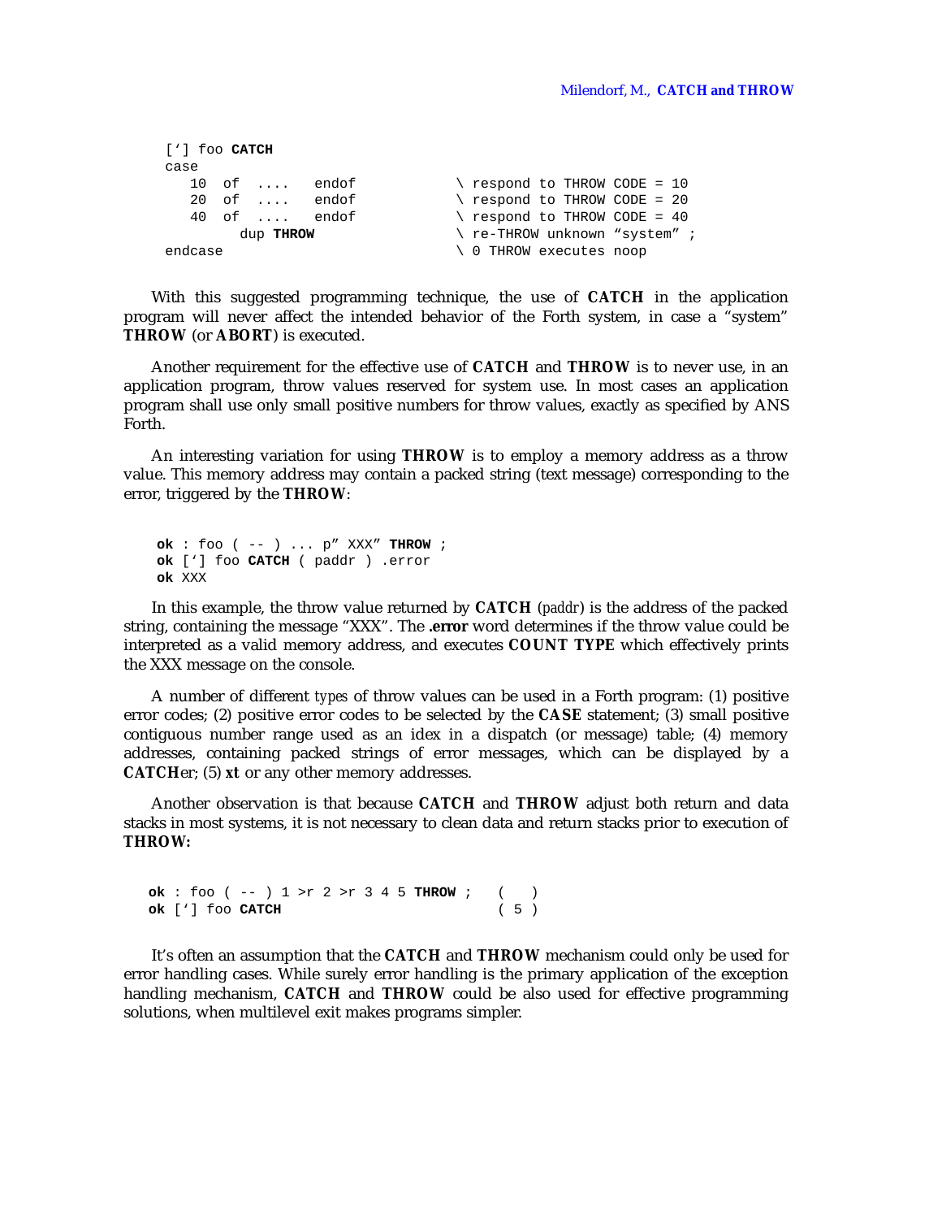```
['] foo CATCH
case
   10  of  ....   endof            \ respond to THROW CODE = 10
   20  of  ....   endof            \ respond to THROW CODE = 20
   40  of  ....   endof            \ respond to THROW CODE = 40
         dup THROW                 \ re-THROW unknown "system" ;
endcase                            \ 0 THROW executes noop
```

With this suggested programming technique, the use of **CATCH** in the application program will never affect the intended behavior of the Forth system, in case a "system" **THROW** (or **ABORT**) is executed.

Another requirement for the effective use of **CATCH** and **THROW** is to never use, in an application program, throw values reserved for system use. In most cases an application program shall use only small positive numbers for throw values, exactly as specified by ANS Forth.

An interesting variation for using **THROW** is to employ a memory address as a throw value. This memory address may contain a packed string (text message) corresponding to the error, triggered by the **THROW**:

```
ok : foo ( -- ) ... p" XXX" THROW ;
ok ['] foo CATCH ( paddr ) .error
ok XXX
```

In this example, the throw value returned by **CATCH** (*paddr*) is the address of the packed string, containing the message "XXX". The **.error** word determines if the throw value could be interpreted as a valid memory address, and executes **COUNT TYPE** which effectively prints the XXX message on the console.

A number of different *types* of throw values can be used in a Forth program: (1) positive error codes; (2) positive error codes to be selected by the **CASE** statement; (3) small positive contiguous number range used as an idex in a dispatch (or message) table; (4) memory addresses, containing packed strings of error messages, which can be displayed by a **CATCH**er; (5) **xt** or any other memory addresses.

Another observation is that because **CATCH** and **THROW** adjust both return and data stacks in most systems, it is not necessary to clean data and return stacks prior to execution of **THROW:**

```
ok : foo ( -- ) 1 >r 2 >r 3 4 5 THROW ;   (   )
ok ['] foo CATCH                          ( 5 )
```

It's often an assumption that the **CATCH** and **THROW** mechanism could only be used for error handling cases. While surely error handling is the primary application of the exception handling mechanism, **CATCH** and **THROW** could be also used for effective programming solutions, when multilevel exit makes programs simpler.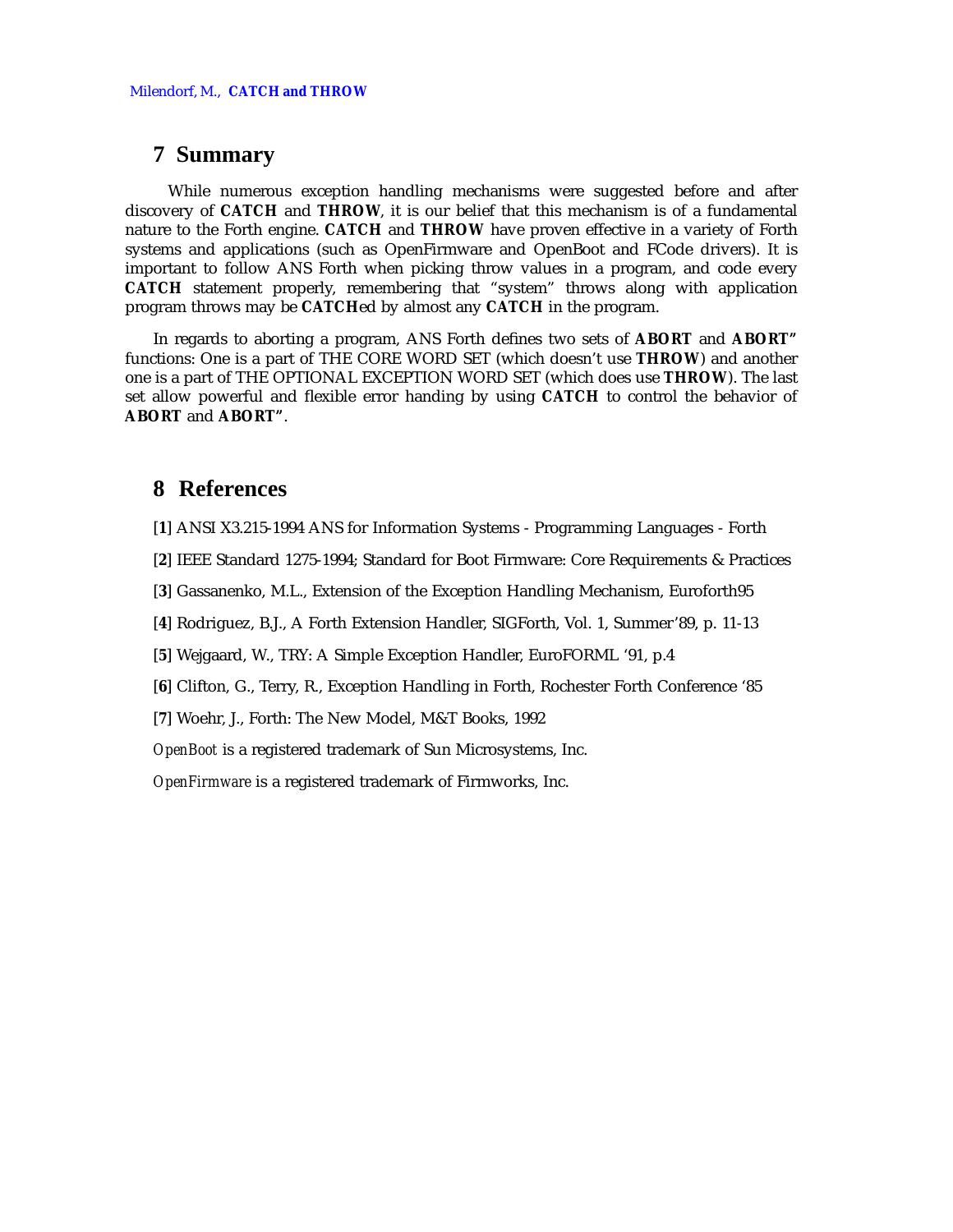## 7 Summary

While numerous exception handling mechanisms were suggested before and after discovery of **CATCH** and **THROW**, it is our belief that this mechanism is of a fundamental nature to the Forth engine. **CATCH** and **THROW** have proven effective in a variety of Forth systems and applications (such as OpenFirmware and OpenBoot and FCode drivers). It is important to follow ANS Forth when picking throw values in a program, and code every **CATCH** statement properly, remembering that “system” throws along with application program throws may be **CATCH**ed by almost any **CATCH** in the program.

In regards to aborting a program, ANS Forth defines two sets of **ABORT** and **ABORT”** functions: One is a part of THE CORE WORD SET (which doesn’t use **THROW**) and another one is a part of THE OPTIONAL EXCEPTION WORD SET (which does use **THROW**). The last set allow powerful and flexible error handing by using **CATCH** to control the behavior of **ABORT** and **ABORT”**.

## 8 References

[**1**] ANSI X3.215-1994 ANS for Information Systems - Programming Languages - Forth

[**2**] IEEE Standard 1275-1994; Standard for Boot Firmware: Core Requirements & Practices

[**3**] Gassanenko, M.L., Extension of the Exception Handling Mechanism, Euroforth95

[**4**] Rodriguez, B.J., A Forth Extension Handler, SIGForth, Vol. 1, Summer’89, p. 11-13

[**5**] Wejgaard, W., TRY: A Simple Exception Handler, EuroFORML ‘91, p.4

[**6**] Clifton, G., Terry, R., Exception Handling in Forth, Rochester Forth Conference ‘85

[**7**] Woehr, J., Forth: The New Model, M&T Books, 1992

*OpenBoot* is a registered trademark of Sun Microsystems, Inc.

*OpenFirmware* is a registered trademark of Firmworks, Inc.